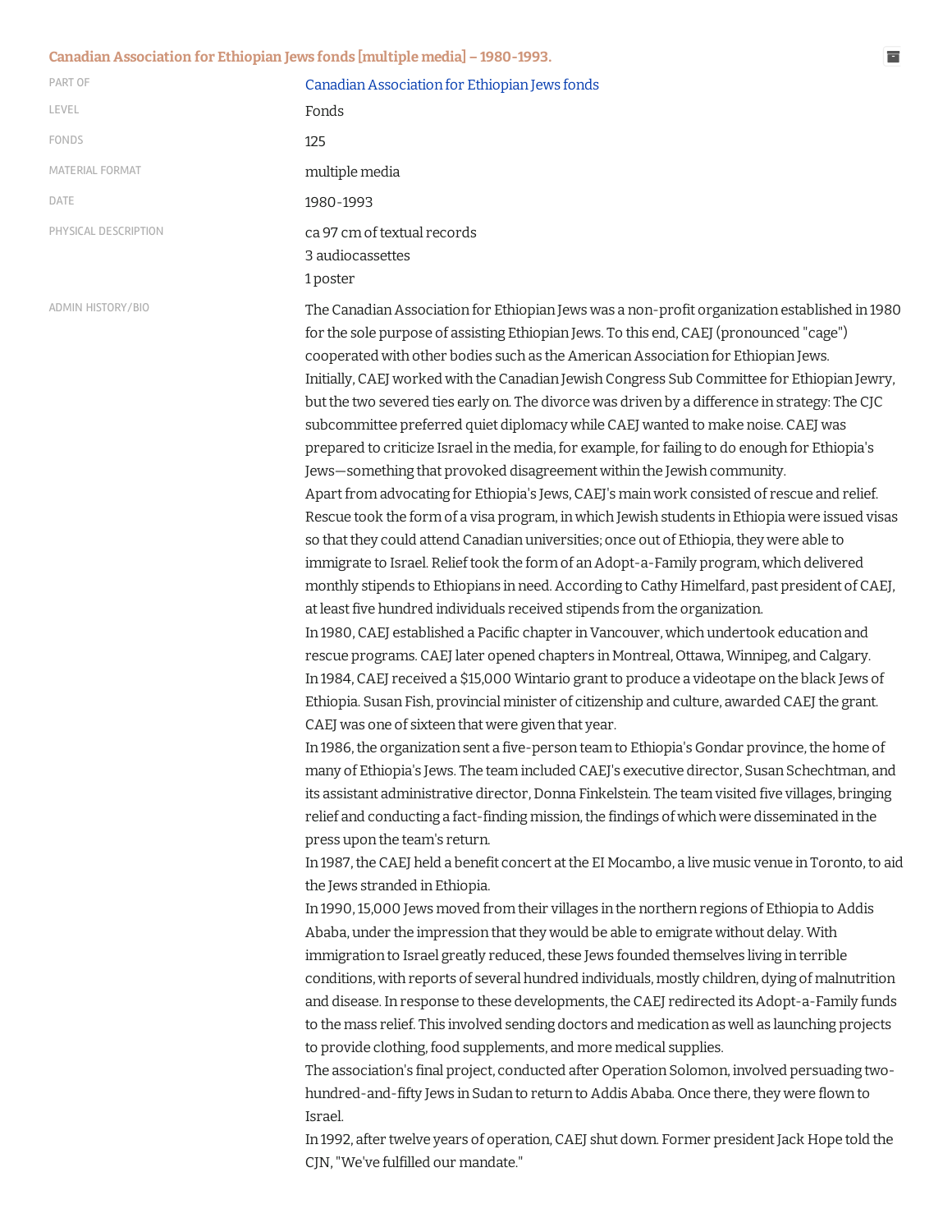## Canadian Association for Ethiopian Jews fonds [multiple media] – 1980-1993.

| | |
|---|---|
| PART OF | Canadian Association for Ethiopian Jews fonds |
| LEVEL | Fonds |
| FONDS | 125 |
| MATERIAL FORMAT | multiple media |
| DATE | 1980-1993 |
| PHYSICAL DESCRIPTION | ca 97 cm of textual records<br>3 audiocassettes<br>1 poster |

ADMIN HISTORY/BIO

The Canadian Association for Ethiopian Jews was a non-profit organization established in 1980 for the sole purpose of assisting Ethiopian Jews. To this end, CAEJ (pronounced "cage") cooperated with other bodies such as the American Association for Ethiopian Jews.

Initially, CAEJ worked with the Canadian Jewish Congress Sub Committee for Ethiopian Jewry, but the two severed ties early on. The divorce was driven by a difference in strategy: The CJC subcommittee preferred quiet diplomacy while CAEJ wanted to make noise. CAEJ was prepared to criticize Israel in the media, for example, for failing to do enough for Ethiopia's Jews—something that provoked disagreement within the Jewish community.

Apart from advocating for Ethiopia's Jews, CAEJ's main work consisted of rescue and relief. Rescue took the form of a visa program, in which Jewish students in Ethiopia were issued visas so that they could attend Canadian universities; once out of Ethiopia, they were able to immigrate to Israel. Relief took the form of an Adopt-a-Family program, which delivered monthly stipends to Ethiopians in need. According to Cathy Himelfard, past president of CAEJ, at least five hundred individuals received stipends from the organization.

In 1980, CAEJ established a Pacific chapter in Vancouver, which undertook education and rescue programs. CAEJ later opened chapters in Montreal, Ottawa, Winnipeg, and Calgary.

In 1984, CAEJ received a $15,000 Wintario grant to produce a videotape on the black Jews of Ethiopia. Susan Fish, provincial minister of citizenship and culture, awarded CAEJ the grant. CAEJ was one of sixteen that were given that year.

In 1986, the organization sent a five-person team to Ethiopia's Gondar province, the home of many of Ethiopia's Jews. The team included CAEJ's executive director, Susan Schechtman, and its assistant administrative director, Donna Finkelstein. The team visited five villages, bringing relief and conducting a fact-finding mission, the findings of which were disseminated in the press upon the team's return.

In 1987, the CAEJ held a benefit concert at the EI Mocambo, a live music venue in Toronto, to aid the Jews stranded in Ethiopia.

In 1990, 15,000 Jews moved from their villages in the northern regions of Ethiopia to Addis Ababa, under the impression that they would be able to emigrate without delay. With immigration to Israel greatly reduced, these Jews founded themselves living in terrible conditions, with reports of several hundred individuals, mostly children, dying of malnutrition and disease. In response to these developments, the CAEJ redirected its Adopt-a-Family funds to the mass relief. This involved sending doctors and medication as well as launching projects to provide clothing, food supplements, and more medical supplies.

The association's final project, conducted after Operation Solomon, involved persuading two-hundred-and-fifty Jews in Sudan to return to Addis Ababa. Once there, they were flown to Israel.

In 1992, after twelve years of operation, CAEJ shut down. Former president Jack Hope told the CJN, "We've fulfilled our mandate."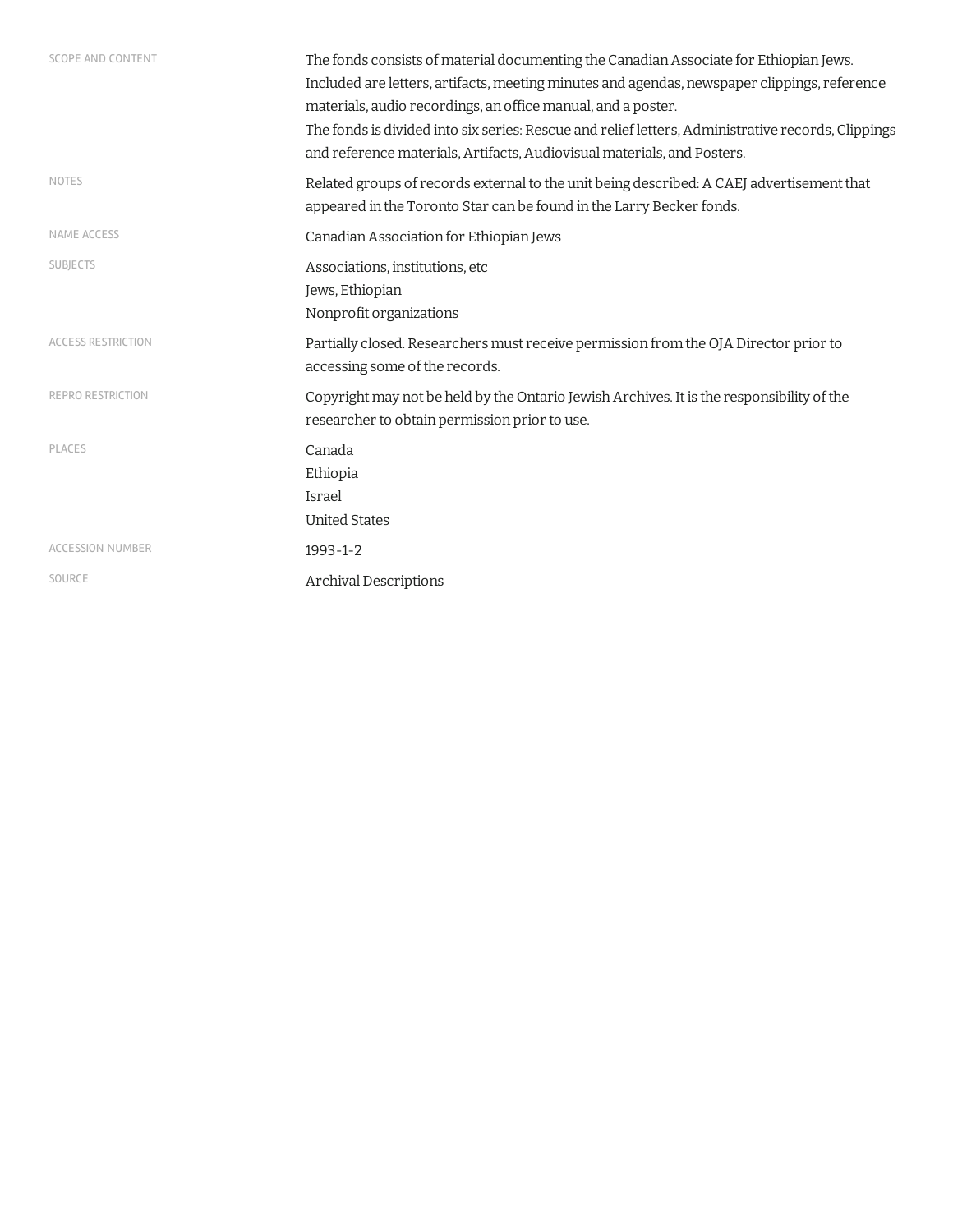**SCOPE AND CONTENT**

The fonds consists of material documenting the Canadian Associate for Ethiopian Jews. Included are letters, artifacts, meeting minutes and agendas, newspaper clippings, reference materials, audio recordings, an office manual, and a poster.

The fonds is divided into six series: Rescue and relief letters, Administrative records, Clippings and reference materials, Artifacts, Audiovisual materials, and Posters.

**NOTES**

Related groups of records external to the unit being described: A CAEJ advertisement that appeared in the Toronto Star can be found in the Larry Becker fonds.

**NAME ACCESS**

Canadian Association for Ethiopian Jews

**SUBJECTS**

Associations, institutions, etc
Jews, Ethiopian
Nonprofit organizations

**ACCESS RESTRICTION**

Partially closed. Researchers must receive permission from the OJA Director prior to accessing some of the records.

**REPRO RESTRICTION**

Copyright may not be held by the Ontario Jewish Archives. It is the responsibility of the researcher to obtain permission prior to use.

**PLACES**

Canada
Ethiopia
Israel
United States

**ACCESSION NUMBER**

1993-1-2

**SOURCE**

Archival Descriptions